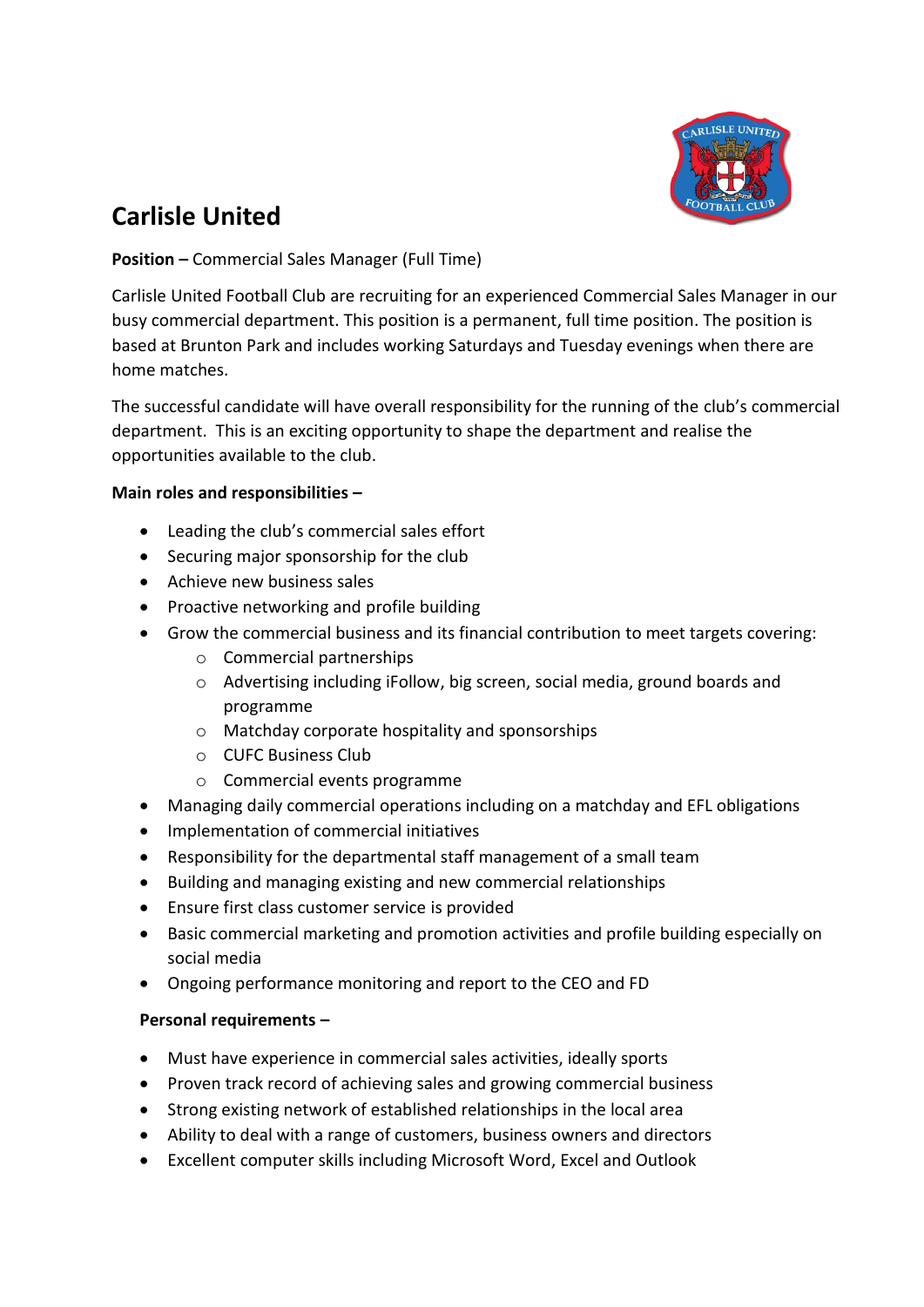# Carlisle United

**Position –** Commercial Sales Manager (Full Time)

Carlisle United Football Club are recruiting for an experienced Commercial Sales Manager in our busy commercial department. This position is a permanent, full time position. The position is based at Brunton Park and includes working Saturdays and Tuesday evenings when there are home matches.

The successful candidate will have overall responsibility for the running of the club's commercial department. This is an exciting opportunity to shape the department and realise the opportunities available to the club.

**Main roles and responsibilities –**

- Leading the club's commercial sales effort
- Securing major sponsorship for the club
- Achieve new business sales
- Proactive networking and profile building
- Grow the commercial business and its financial contribution to meet targets covering:
  - Commercial partnerships
  - Advertising including iFollow, big screen, social media, ground boards and programme
  - Matchday corporate hospitality and sponsorships
  - CUFC Business Club
  - Commercial events programme
- Managing daily commercial operations including on a matchday and EFL obligations
- Implementation of commercial initiatives
- Responsibility for the departmental staff management of a small team
- Building and managing existing and new commercial relationships
- Ensure first class customer service is provided
- Basic commercial marketing and promotion activities and profile building especially on social media
- Ongoing performance monitoring and report to the CEO and FD

**Personal requirements –**

- Must have experience in commercial sales activities, ideally sports
- Proven track record of achieving sales and growing commercial business
- Strong existing network of established relationships in the local area
- Ability to deal with a range of customers, business owners and directors
- Excellent computer skills including Microsoft Word, Excel and Outlook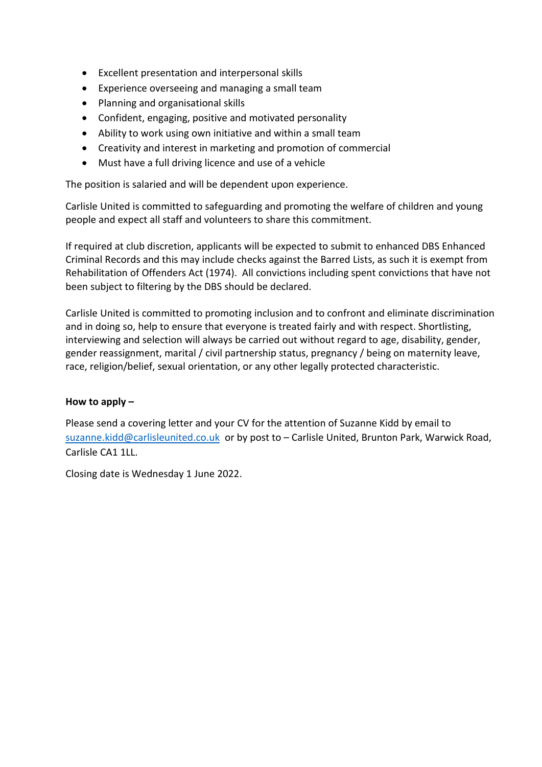- Excellent presentation and interpersonal skills
- Experience overseeing and managing a small team
- Planning and organisational skills
- Confident, engaging, positive and motivated personality
- Ability to work using own initiative and within a small team
- Creativity and interest in marketing and promotion of commercial
- Must have a full driving licence and use of a vehicle

The position is salaried and will be dependent upon experience.

Carlisle United is committed to safeguarding and promoting the welfare of children and young people and expect all staff and volunteers to share this commitment.

If required at club discretion, applicants will be expected to submit to enhanced DBS Enhanced Criminal Records and this may include checks against the Barred Lists, as such it is exempt from Rehabilitation of Offenders Act (1974). All convictions including spent convictions that have not been subject to filtering by the DBS should be declared.

Carlisle United is committed to promoting inclusion and to confront and eliminate discrimination and in doing so, help to ensure that everyone is treated fairly and with respect. Shortlisting, interviewing and selection will always be carried out without regard to age, disability, gender, gender reassignment, marital / civil partnership status, pregnancy / being on maternity leave, race, religion/belief, sexual orientation, or any other legally protected characteristic.

**How to apply –**

Please send a covering letter and your CV for the attention of Suzanne Kidd by email to suzanne.kidd@carlisleunited.co.uk or by post to – Carlisle United, Brunton Park, Warwick Road, Carlisle CA1 1LL.

Closing date is Wednesday 1 June 2022.